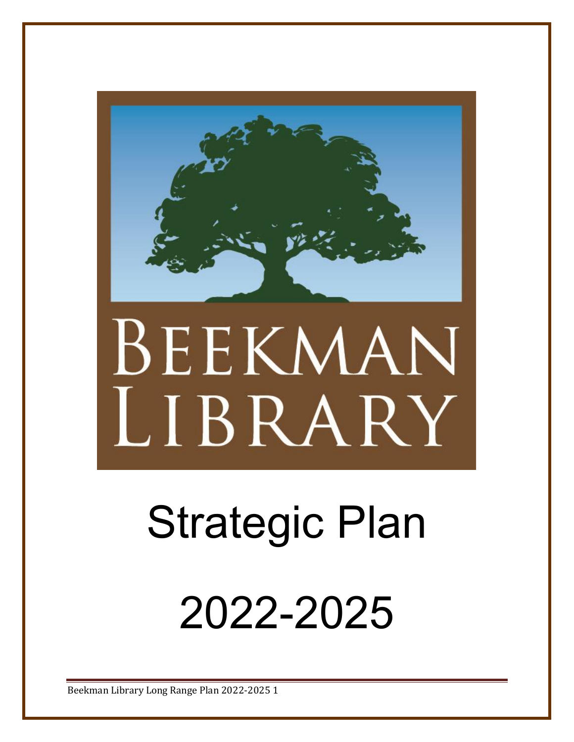BEEKMAN LIBRARY

# Strategic Plan

# 2022-2025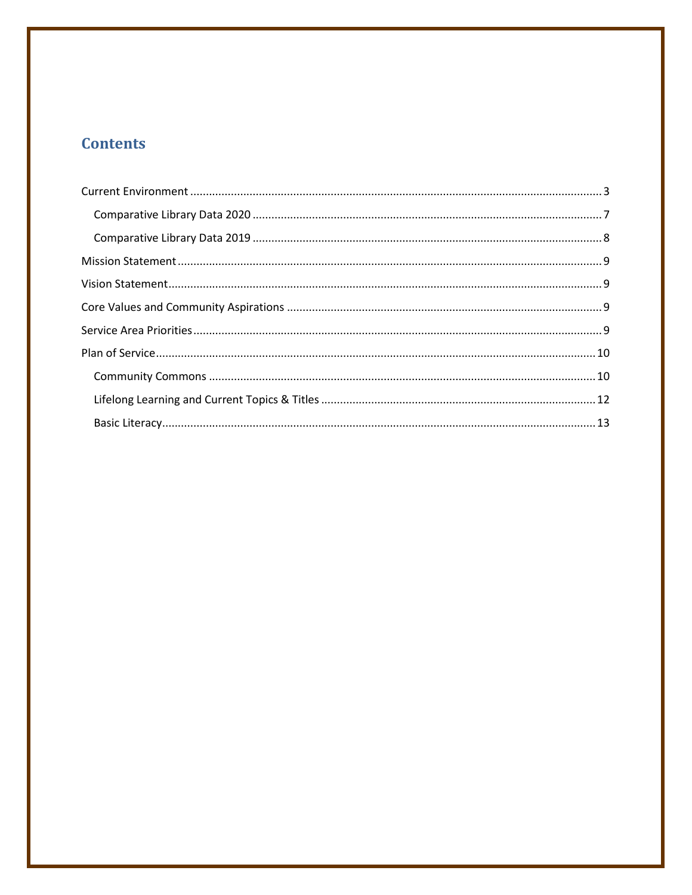# Contents

- Current Environment ........ 3
  - Comparative Library Data 2020 ........ 7
  - Comparative Library Data 2019 ........ 8
- Mission Statement ........ 9
- Vision Statement ........ 9
- Core Values and Community Aspirations ........ 9
- Service Area Priorities ........ 9
- Plan of Service ........ 10
  - Community Commons ........ 10
  - Lifelong Learning and Current Topics & Titles ........ 12
  - Basic Literacy ........ 13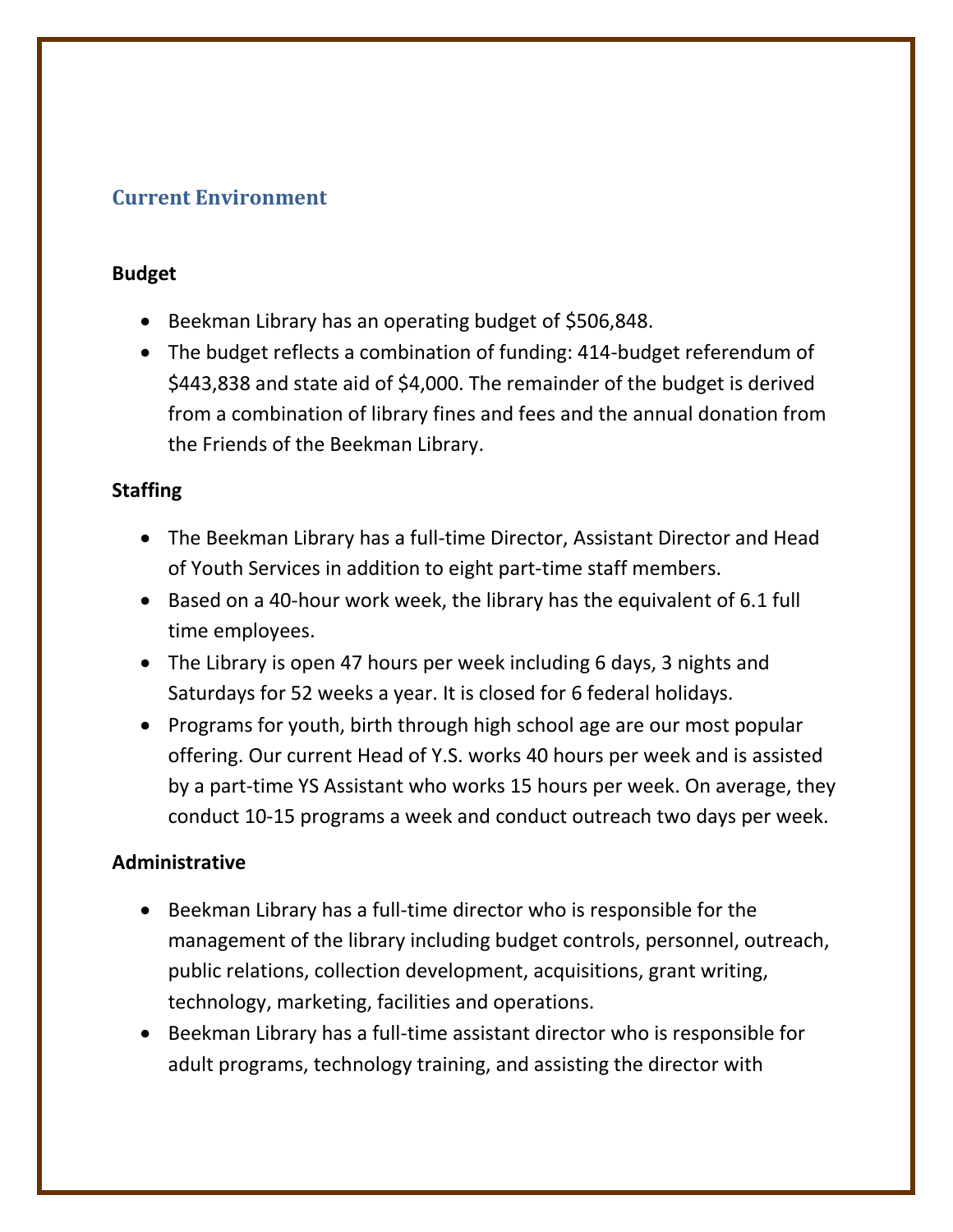## Current Environment

### Budget

- Beekman Library has an operating budget of $506,848.
- The budget reflects a combination of funding: 414-budget referendum of $443,838 and state aid of $4,000. The remainder of the budget is derived from a combination of library fines and fees and the annual donation from the Friends of the Beekman Library.

### Staffing

- The Beekman Library has a full-time Director, Assistant Director and Head of Youth Services in addition to eight part-time staff members.
- Based on a 40-hour work week, the library has the equivalent of 6.1 full time employees.
- The Library is open 47 hours per week including 6 days, 3 nights and Saturdays for 52 weeks a year. It is closed for 6 federal holidays.
- Programs for youth, birth through high school age are our most popular offering. Our current Head of Y.S. works 40 hours per week and is assisted by a part-time YS Assistant who works 15 hours per week. On average, they conduct 10-15 programs a week and conduct outreach two days per week.

### Administrative

- Beekman Library has a full-time director who is responsible for the management of the library including budget controls, personnel, outreach, public relations, collection development, acquisitions, grant writing, technology, marketing, facilities and operations.
- Beekman Library has a full-time assistant director who is responsible for adult programs, technology training, and assisting the director with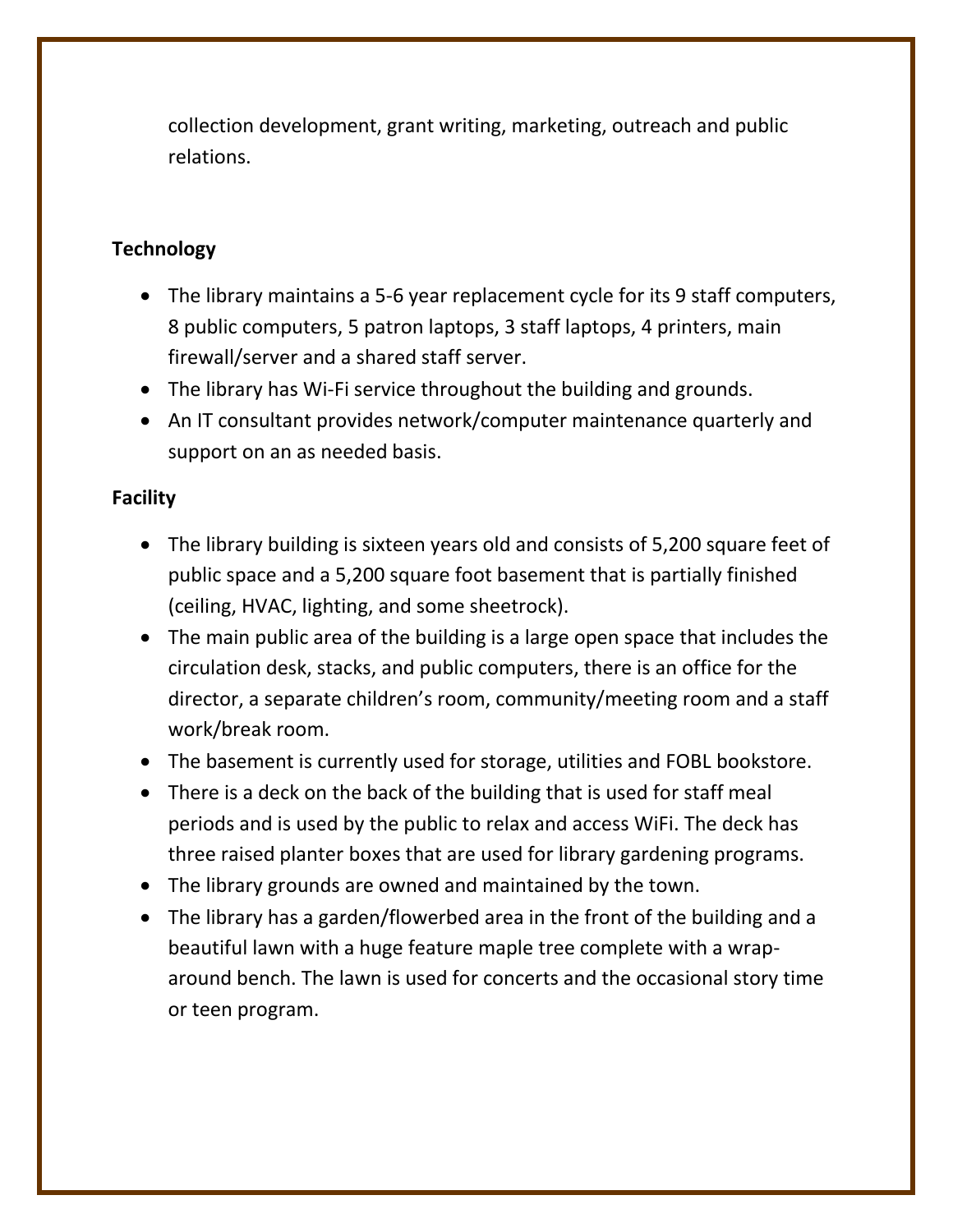collection development, grant writing, marketing, outreach and public relations.

**Technology**

- The library maintains a 5-6 year replacement cycle for its 9 staff computers, 8 public computers, 5 patron laptops, 3 staff laptops, 4 printers, main firewall/server and a shared staff server.
- The library has Wi-Fi service throughout the building and grounds.
- An IT consultant provides network/computer maintenance quarterly and support on an as needed basis.

**Facility**

- The library building is sixteen years old and consists of 5,200 square feet of public space and a 5,200 square foot basement that is partially finished (ceiling, HVAC, lighting, and some sheetrock).
- The main public area of the building is a large open space that includes the circulation desk, stacks, and public computers, there is an office for the director, a separate children's room, community/meeting room and a staff work/break room.
- The basement is currently used for storage, utilities and FOBL bookstore.
- There is a deck on the back of the building that is used for staff meal periods and is used by the public to relax and access WiFi. The deck has three raised planter boxes that are used for library gardening programs.
- The library grounds are owned and maintained by the town.
- The library has a garden/flowerbed area in the front of the building and a beautiful lawn with a huge feature maple tree complete with a wrap-around bench. The lawn is used for concerts and the occasional story time or teen program.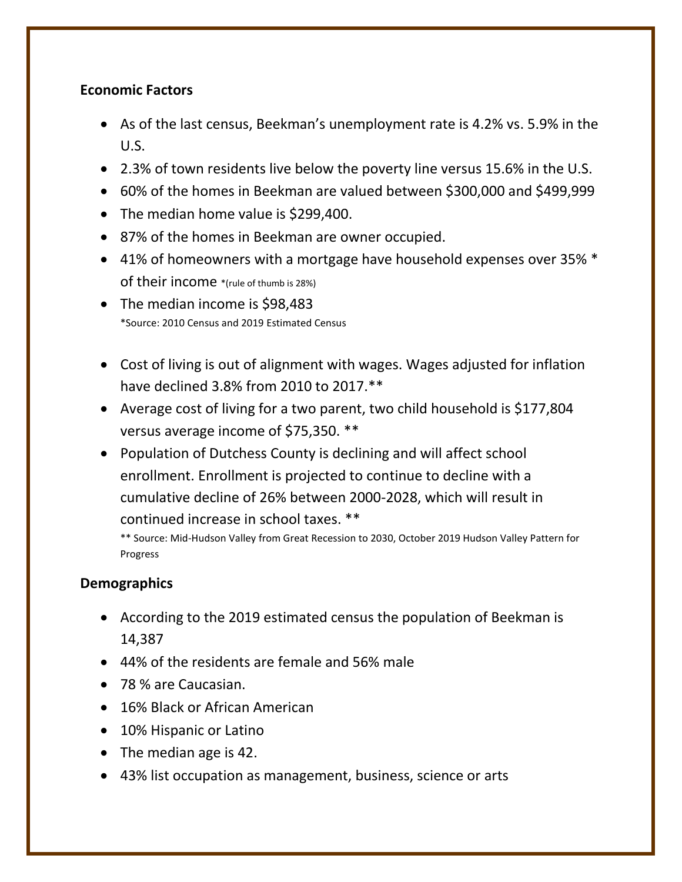**Economic Factors**

- As of the last census, Beekman's unemployment rate is 4.2% vs. 5.9% in the U.S.
- 2.3% of town residents live below the poverty line versus 15.6% in the U.S.
- 60% of the homes in Beekman are valued between $300,000 and $499,999
- The median home value is $299,400.
- 87% of the homes in Beekman are owner occupied.
- 41% of homeowners with a mortgage have household expenses over 35% * of their income *(rule of thumb is 28%)
- The median income is $98,483
  *Source: 2010 Census and 2019 Estimated Census

- Cost of living is out of alignment with wages. Wages adjusted for inflation have declined 3.8% from 2010 to 2017.**
- Average cost of living for a two parent, two child household is $177,804 versus average income of $75,350. **
- Population of Dutchess County is declining and will affect school enrollment. Enrollment is projected to continue to decline with a cumulative decline of 26% between 2000-2028, which will result in continued increase in school taxes. **
  ** Source: Mid-Hudson Valley from Great Recession to 2030, October 2019 Hudson Valley Pattern for Progress

**Demographics**

- According to the 2019 estimated census the population of Beekman is 14,387
- 44% of the residents are female and 56% male
- 78 % are Caucasian.
- 16% Black or African American
- 10% Hispanic or Latino
- The median age is 42.
- 43% list occupation as management, business, science or arts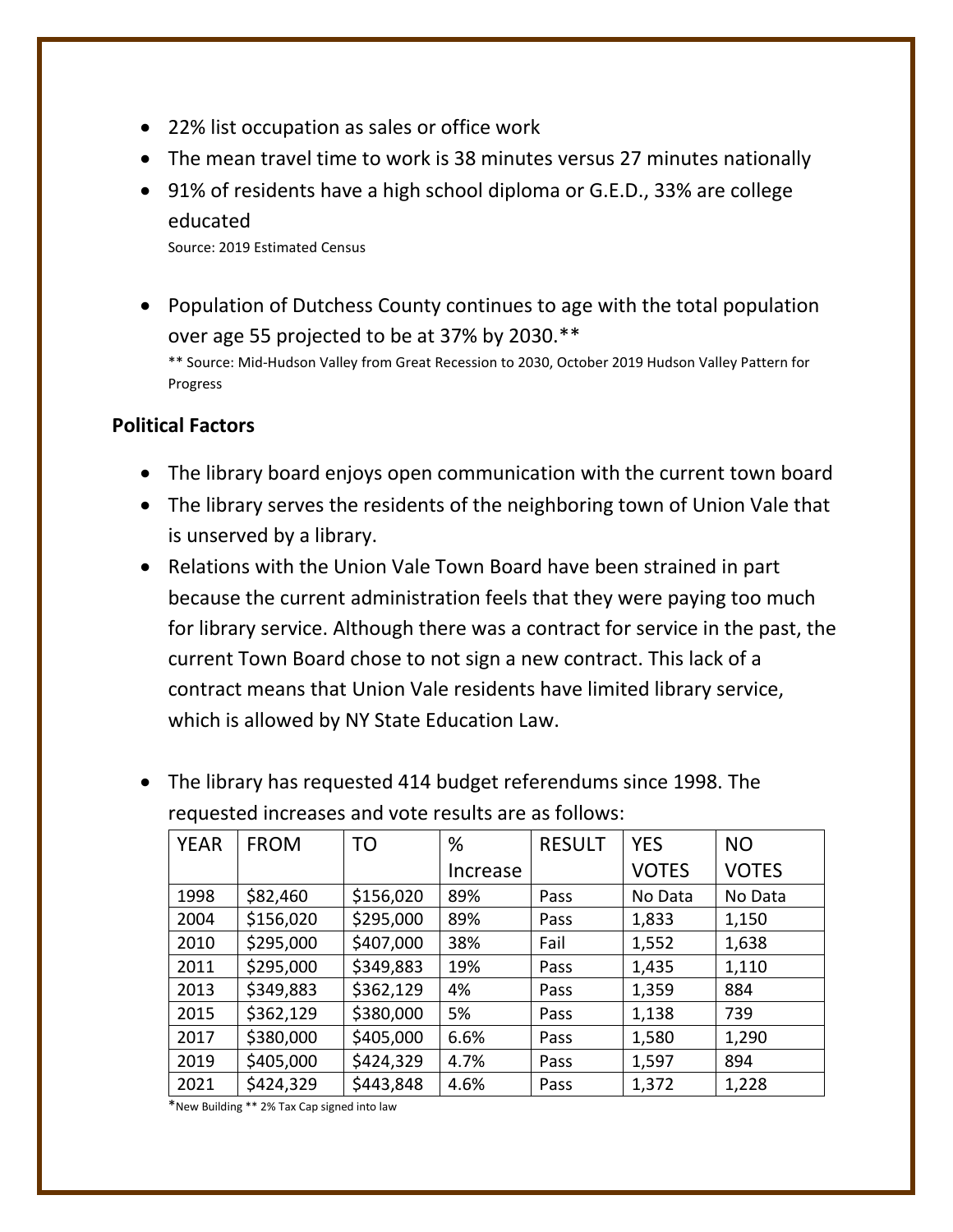- 22% list occupation as sales or office work
- The mean travel time to work is 38 minutes versus 27 minutes nationally
- 91% of residents have a high school diploma or G.E.D., 33% are college educated

Source: 2019 Estimated Census

- Population of Dutchess County continues to age with the total population over age 55 projected to be at 37% by 2030.**

** Source: Mid-Hudson Valley from Great Recession to 2030, October 2019 Hudson Valley Pattern for Progress

**Political Factors**

- The library board enjoys open communication with the current town board
- The library serves the residents of the neighboring town of Union Vale that is unserved by a library.
- Relations with the Union Vale Town Board have been strained in part because the current administration feels that they were paying too much for library service. Although there was a contract for service in the past, the current Town Board chose to not sign a new contract. This lack of a contract means that Union Vale residents have limited library service, which is allowed by NY State Education Law.

- The library has requested 414 budget referendums since 1998. The requested increases and vote results are as follows:

| YEAR | FROM | TO | % Increase | RESULT | YES VOTES | NO VOTES |
|---|---|---|---|---|---|---|
| 1998 | $82,460 | $156,020 | 89% | Pass | No Data | No Data |
| 2004 | $156,020 | $295,000 | 89% | Pass | 1,833 | 1,150 |
| 2010 | $295,000 | $407,000 | 38% | Fail | 1,552 | 1,638 |
| 2011 | $295,000 | $349,883 | 19% | Pass | 1,435 | 1,110 |
| 2013 | $349,883 | $362,129 | 4% | Pass | 1,359 | 884 |
| 2015 | $362,129 | $380,000 | 5% | Pass | 1,138 | 739 |
| 2017 | $380,000 | $405,000 | 6.6% | Pass | 1,580 | 1,290 |
| 2019 | $405,000 | $424,329 | 4.7% | Pass | 1,597 | 894 |
| 2021 | $424,329 | $443,848 | 4.6% | Pass | 1,372 | 1,228 |

*New Building ** 2% Tax Cap signed into law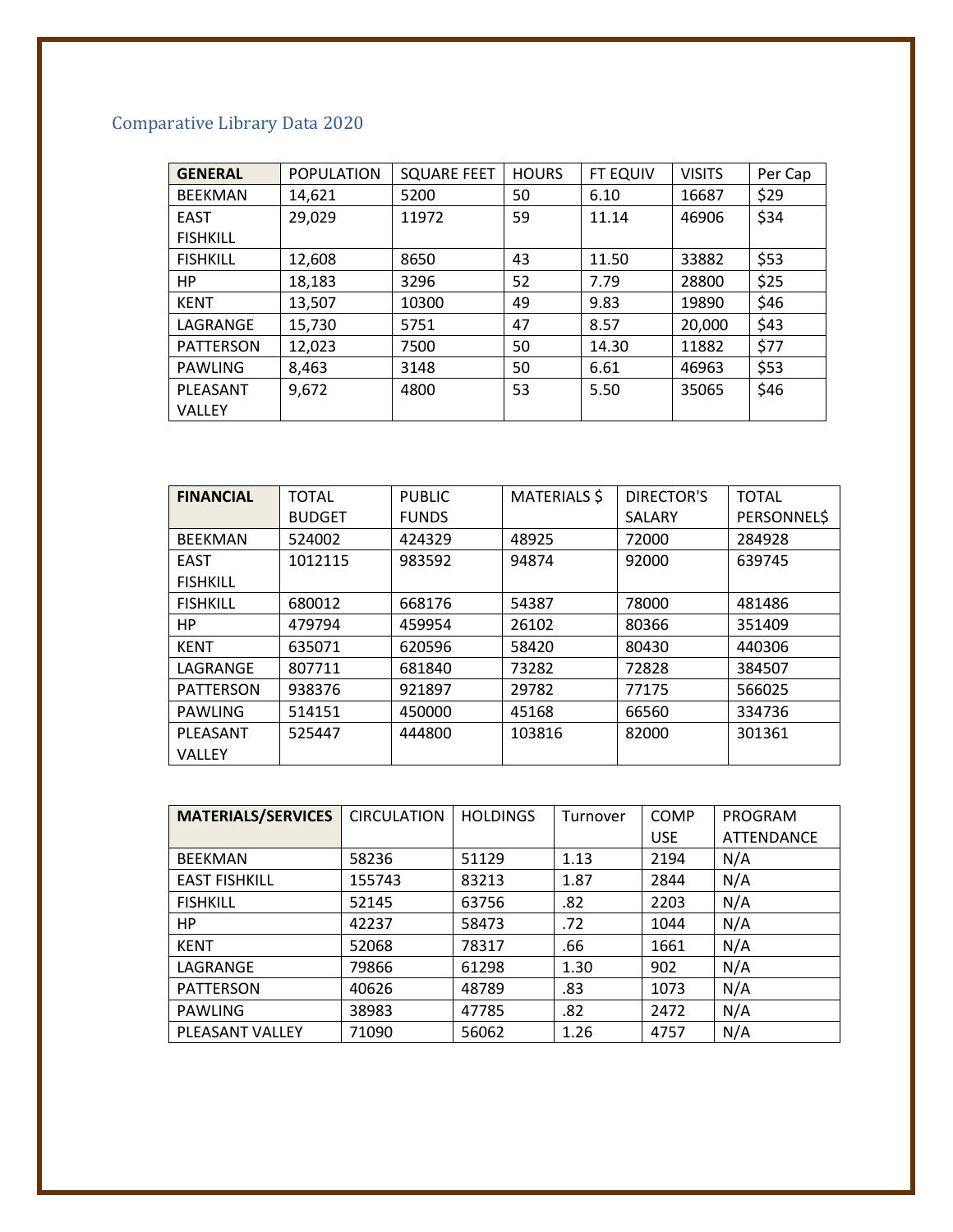## Comparative Library Data 2020

| **GENERAL** | POPULATION | SQUARE FEET | HOURS | FT EQUIV | VISITS | Per Cap |
|---|---|---|---|---|---|---|
| BEEKMAN | 14,621 | 5200 | 50 | 6.10 | 16687 | $29 |
| EAST FISHKILL | 29,029 | 11972 | 59 | 11.14 | 46906 | $34 |
| FISHKILL | 12,608 | 8650 | 43 | 11.50 | 33882 | $53 |
| HP | 18,183 | 3296 | 52 | 7.79 | 28800 | $25 |
| KENT | 13,507 | 10300 | 49 | 9.83 | 19890 | $46 |
| LAGRANGE | 15,730 | 5751 | 47 | 8.57 | 20,000 | $43 |
| PATTERSON | 12,023 | 7500 | 50 | 14.30 | 11882 | $77 |
| PAWLING | 8,463 | 3148 | 50 | 6.61 | 46963 | $53 |
| PLEASANT VALLEY | 9,672 | 4800 | 53 | 5.50 | 35065 | $46 |

| **FINANCIAL** | TOTAL BUDGET | PUBLIC FUNDS | MATERIALS $ | DIRECTOR'S SALARY | TOTAL PERSONNEL$ |
|---|---|---|---|---|---|
| BEEKMAN | 524002 | 424329 | 48925 | 72000 | 284928 |
| EAST FISHKILL | 1012115 | 983592 | 94874 | 92000 | 639745 |
| FISHKILL | 680012 | 668176 | 54387 | 78000 | 481486 |
| HP | 479794 | 459954 | 26102 | 80366 | 351409 |
| KENT | 635071 | 620596 | 58420 | 80430 | 440306 |
| LAGRANGE | 807711 | 681840 | 73282 | 72828 | 384507 |
| PATTERSON | 938376 | 921897 | 29782 | 77175 | 566025 |
| PAWLING | 514151 | 450000 | 45168 | 66560 | 334736 |
| PLEASANT VALLEY | 525447 | 444800 | 103816 | 82000 | 301361 |

| **MATERIALS/SERVICES** | CIRCULATION | HOLDINGS | Turnover | COMP USE | PROGRAM ATTENDANCE |
|---|---|---|---|---|---|
| BEEKMAN | 58236 | 51129 | 1.13 | 2194 | N/A |
| EAST FISHKILL | 155743 | 83213 | 1.87 | 2844 | N/A |
| FISHKILL | 52145 | 63756 | .82 | 2203 | N/A |
| HP | 42237 | 58473 | .72 | 1044 | N/A |
| KENT | 52068 | 78317 | .66 | 1661 | N/A |
| LAGRANGE | 79866 | 61298 | 1.30 | 902 | N/A |
| PATTERSON | 40626 | 48789 | .83 | 1073 | N/A |
| PAWLING | 38983 | 47785 | .82 | 2472 | N/A |
| PLEASANT VALLEY | 71090 | 56062 | 1.26 | 4757 | N/A |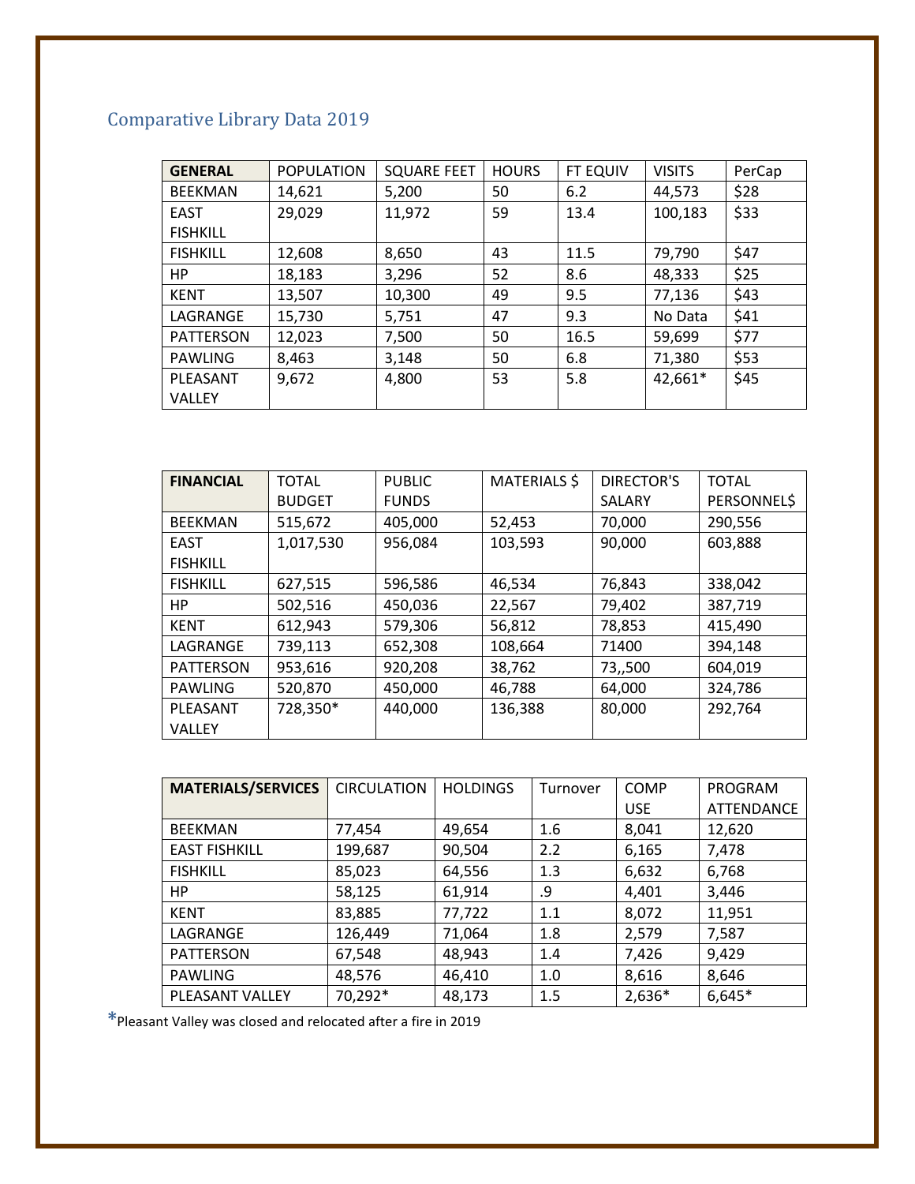## Comparative Library Data 2019

| GENERAL | POPULATION | SQUARE FEET | HOURS | FT EQUIV | VISITS | PerCap |
|---|---|---|---|---|---|---|
| BEEKMAN | 14,621 | 5,200 | 50 | 6.2 | 44,573 | $28 |
| EAST FISHKILL | 29,029 | 11,972 | 59 | 13.4 | 100,183 | $33 |
| FISHKILL | 12,608 | 8,650 | 43 | 11.5 | 79,790 | $47 |
| HP | 18,183 | 3,296 | 52 | 8.6 | 48,333 | $25 |
| KENT | 13,507 | 10,300 | 49 | 9.5 | 77,136 | $43 |
| LAGRANGE | 15,730 | 5,751 | 47 | 9.3 | No Data | $41 |
| PATTERSON | 12,023 | 7,500 | 50 | 16.5 | 59,699 | $77 |
| PAWLING | 8,463 | 3,148 | 50 | 6.8 | 71,380 | $53 |
| PLEASANT VALLEY | 9,672 | 4,800 | 53 | 5.8 | 42,661* | $45 |

| FINANCIAL | TOTAL BUDGET | PUBLIC FUNDS | MATERIALS $ | DIRECTOR'S SALARY | TOTAL PERSONNEL$ |
|---|---|---|---|---|---|
| BEEKMAN | 515,672 | 405,000 | 52,453 | 70,000 | 290,556 |
| EAST FISHKILL | 1,017,530 | 956,084 | 103,593 | 90,000 | 603,888 |
| FISHKILL | 627,515 | 596,586 | 46,534 | 76,843 | 338,042 |
| HP | 502,516 | 450,036 | 22,567 | 79,402 | 387,719 |
| KENT | 612,943 | 579,306 | 56,812 | 78,853 | 415,490 |
| LAGRANGE | 739,113 | 652,308 | 108,664 | 71400 | 394,148 |
| PATTERSON | 953,616 | 920,208 | 38,762 | 73,,500 | 604,019 |
| PAWLING | 520,870 | 450,000 | 46,788 | 64,000 | 324,786 |
| PLEASANT VALLEY | 728,350* | 440,000 | 136,388 | 80,000 | 292,764 |

| MATERIALS/SERVICES | CIRCULATION | HOLDINGS | Turnover | COMP USE | PROGRAM ATTENDANCE |
|---|---|---|---|---|---|
| BEEKMAN | 77,454 | 49,654 | 1.6 | 8,041 | 12,620 |
| EAST FISHKILL | 199,687 | 90,504 | 2.2 | 6,165 | 7,478 |
| FISHKILL | 85,023 | 64,556 | 1.3 | 6,632 | 6,768 |
| HP | 58,125 | 61,914 | .9 | 4,401 | 3,446 |
| KENT | 83,885 | 77,722 | 1.1 | 8,072 | 11,951 |
| LAGRANGE | 126,449 | 71,064 | 1.8 | 2,579 | 7,587 |
| PATTERSON | 67,548 | 48,943 | 1.4 | 7,426 | 9,429 |
| PAWLING | 48,576 | 46,410 | 1.0 | 8,616 | 8,646 |
| PLEASANT VALLEY | 70,292* | 48,173 | 1.5 | 2,636* | 6,645* |

*Pleasant Valley was closed and relocated after a fire in 2019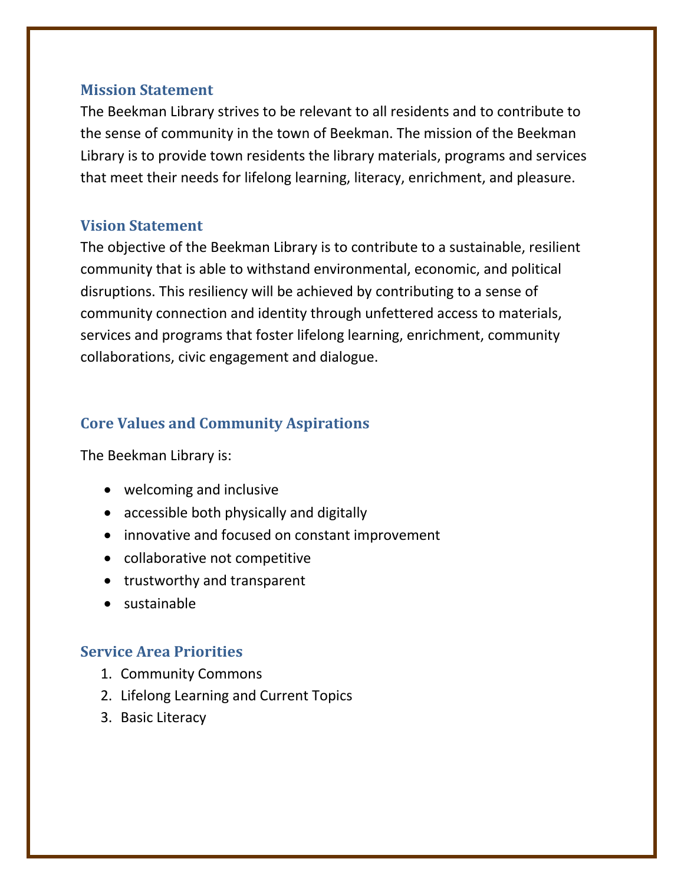## Mission Statement

The Beekman Library strives to be relevant to all residents and to contribute to the sense of community in the town of Beekman. The mission of the Beekman Library is to provide town residents the library materials, programs and services that meet their needs for lifelong learning, literacy, enrichment, and pleasure.

## Vision Statement

The objective of the Beekman Library is to contribute to a sustainable, resilient community that is able to withstand environmental, economic, and political disruptions. This resiliency will be achieved by contributing to a sense of community connection and identity through unfettered access to materials, services and programs that foster lifelong learning, enrichment, community collaborations, civic engagement and dialogue.

## Core Values and Community Aspirations

The Beekman Library is:

- welcoming and inclusive
- accessible both physically and digitally
- innovative and focused on constant improvement
- collaborative not competitive
- trustworthy and transparent
- sustainable

## Service Area Priorities

1. Community Commons
2. Lifelong Learning and Current Topics
3. Basic Literacy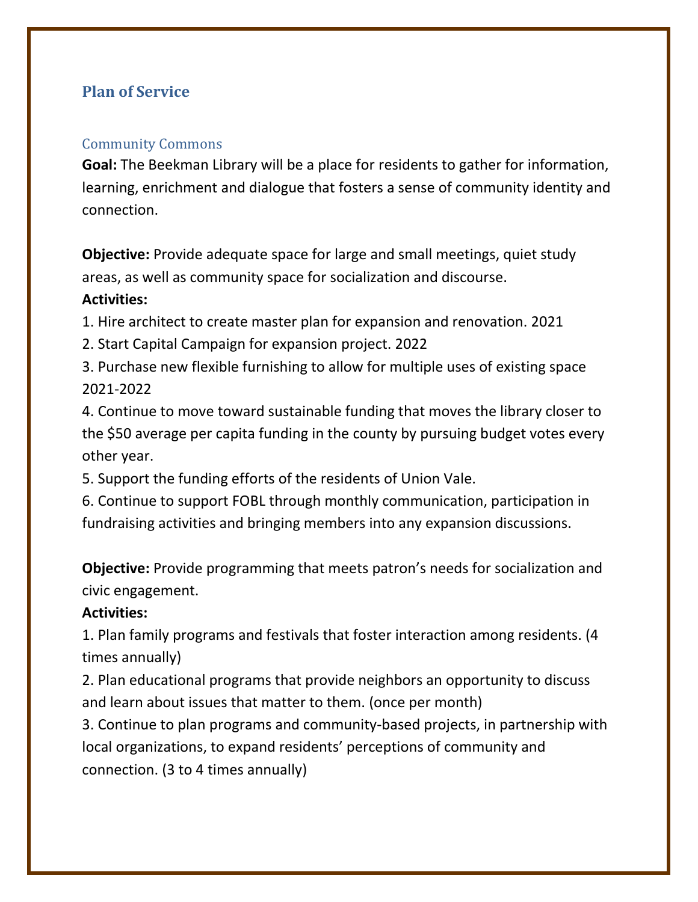## Plan of Service

### Community Commons

**Goal:** The Beekman Library will be a place for residents to gather for information, learning, enrichment and dialogue that fosters a sense of community identity and connection.

**Objective:** Provide adequate space for large and small meetings, quiet study areas, as well as community space for socialization and discourse.

**Activities:**

1. Hire architect to create master plan for expansion and renovation. 2021
2. Start Capital Campaign for expansion project. 2022
3. Purchase new flexible furnishing to allow for multiple uses of existing space 2021-2022
4. Continue to move toward sustainable funding that moves the library closer to the $50 average per capita funding in the county by pursuing budget votes every other year.
5. Support the funding efforts of the residents of Union Vale.
6. Continue to support FOBL through monthly communication, participation in fundraising activities and bringing members into any expansion discussions.

**Objective:** Provide programming that meets patron's needs for socialization and civic engagement.

**Activities:**

1. Plan family programs and festivals that foster interaction among residents. (4 times annually)
2. Plan educational programs that provide neighbors an opportunity to discuss and learn about issues that matter to them. (once per month)
3. Continue to plan programs and community-based projects, in partnership with local organizations, to expand residents' perceptions of community and connection. (3 to 4 times annually)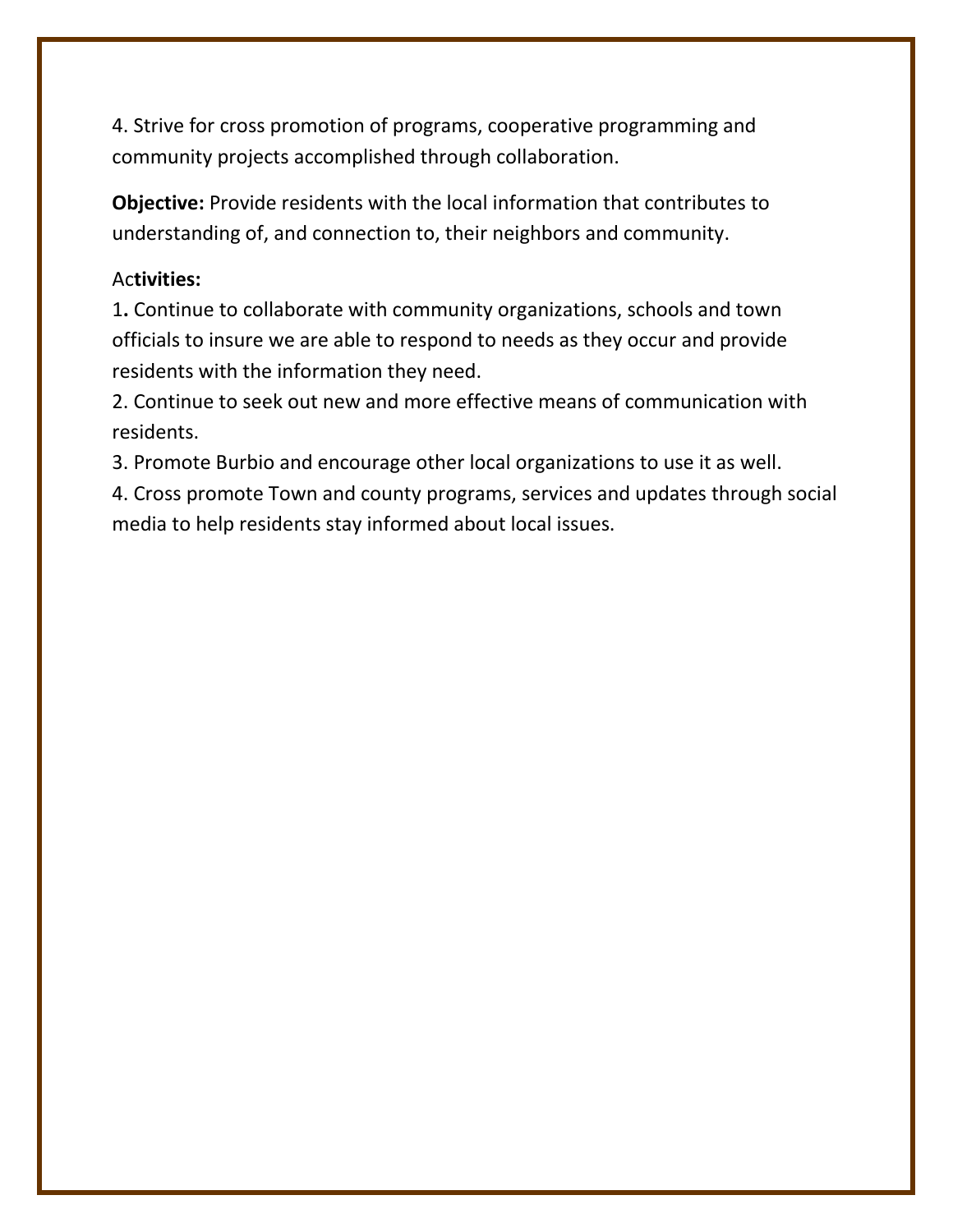4. Strive for cross promotion of programs, cooperative programming and community projects accomplished through collaboration.

**Objective:** Provide residents with the local information that contributes to understanding of, and connection to, their neighbors and community.

Ac**tivities:**

1**.** Continue to collaborate with community organizations, schools and town officials to insure we are able to respond to needs as they occur and provide residents with the information they need.

2. Continue to seek out new and more effective means of communication with residents.

3. Promote Burbio and encourage other local organizations to use it as well.

4. Cross promote Town and county programs, services and updates through social media to help residents stay informed about local issues.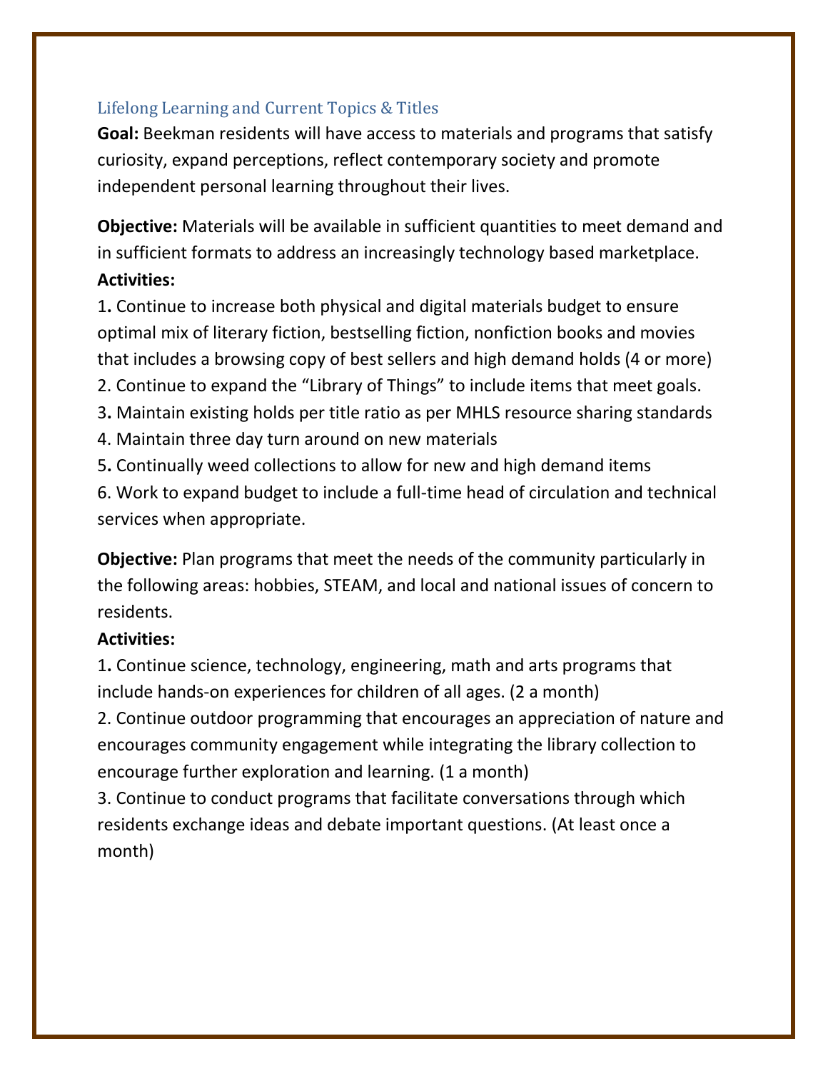## Lifelong Learning and Current Topics & Titles

**Goal:** Beekman residents will have access to materials and programs that satisfy curiosity, expand perceptions, reflect contemporary society and promote independent personal learning throughout their lives.

**Objective:** Materials will be available in sufficient quantities to meet demand and in sufficient formats to address an increasingly technology based marketplace.

**Activities:**

1. Continue to increase both physical and digital materials budget to ensure optimal mix of literary fiction, bestselling fiction, nonfiction books and movies that includes a browsing copy of best sellers and high demand holds (4 or more)
2. Continue to expand the "Library of Things" to include items that meet goals.
3. Maintain existing holds per title ratio as per MHLS resource sharing standards
4. Maintain three day turn around on new materials
5. Continually weed collections to allow for new and high demand items
6. Work to expand budget to include a full-time head of circulation and technical services when appropriate.

**Objective:** Plan programs that meet the needs of the community particularly in the following areas: hobbies, STEAM, and local and national issues of concern to residents.

**Activities:**

1. Continue science, technology, engineering, math and arts programs that include hands-on experiences for children of all ages. (2 a month)
2. Continue outdoor programming that encourages an appreciation of nature and encourages community engagement while integrating the library collection to encourage further exploration and learning. (1 a month)
3. Continue to conduct programs that facilitate conversations through which residents exchange ideas and debate important questions. (At least once a month)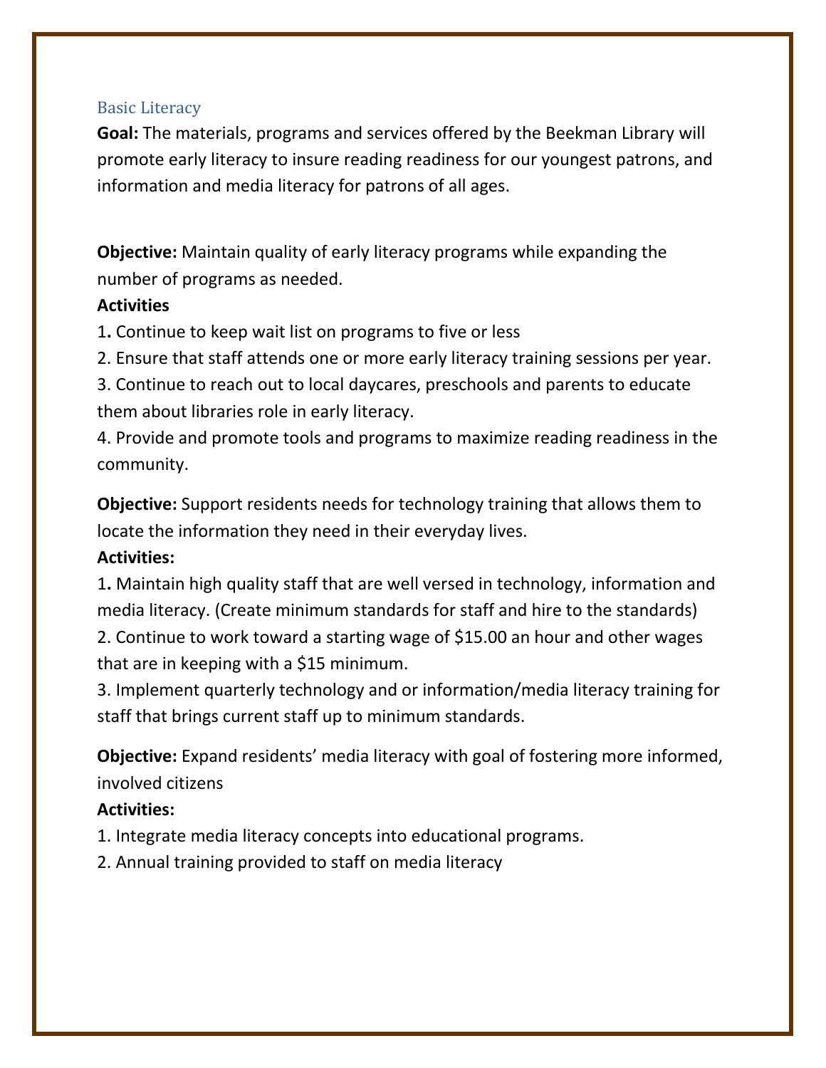## Basic Literacy

**Goal:** The materials, programs and services offered by the Beekman Library will promote early literacy to insure reading readiness for our youngest patrons, and information and media literacy for patrons of all ages.

**Objective:** Maintain quality of early literacy programs while expanding the number of programs as needed.

**Activities**

1. Continue to keep wait list on programs to five or less
2. Ensure that staff attends one or more early literacy training sessions per year.
3. Continue to reach out to local daycares, preschools and parents to educate them about libraries role in early literacy.
4. Provide and promote tools and programs to maximize reading readiness in the community.

**Objective:** Support residents needs for technology training that allows them to locate the information they need in their everyday lives.

**Activities:**

1. Maintain high quality staff that are well versed in technology, information and media literacy. (Create minimum standards for staff and hire to the standards)
2. Continue to work toward a starting wage of $15.00 an hour and other wages that are in keeping with a $15 minimum.
3. Implement quarterly technology and or information/media literacy training for staff that brings current staff up to minimum standards.

**Objective:** Expand residents' media literacy with goal of fostering more informed, involved citizens

**Activities:**

1. Integrate media literacy concepts into educational programs.
2. Annual training provided to staff on media literacy